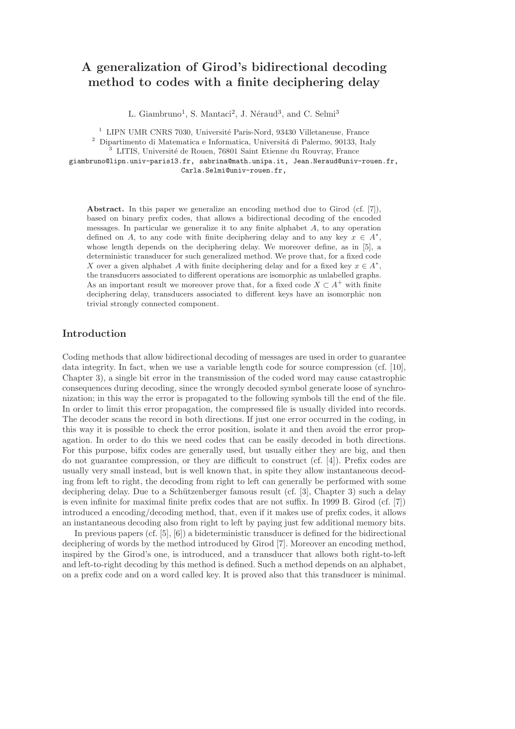# A generalization of Girod's bidirectional decoding method to codes with a finite deciphering delay

L. Giambruno[1], S. Mantaci[2], J. Néraud[3], and C. Selmi[3]

[1] LIPN UMR CNRS 7030, Université Paris-Nord, 93430 Villetaneuse, France
[2] Dipartimento di Matematica e Informatica, Universitá di Palermo, 90133, Italy
[3] LITIS, Université de Rouen, 76801 Saint Etienne du Rouvray, France

giambruno@lipn.univ-paris13.fr, sabrina@math.unipa.it, Jean.Neraud@univ-rouen.fr, Carla.Selmi@univ-rouen.fr,

**Abstract.** In this paper we generalize an encoding method due to Girod (cf. [7]), based on binary prefix codes, that allows a bidirectional decoding of the encoded messages. In particular we generalize it to any finite alphabet $A$, to any operation defined on $A$, to any code with finite deciphering delay and to any key $x \in A^*$, whose length depends on the deciphering delay. We moreover define, as in [5], a deterministic transducer for such generalized method. We prove that, for a fixed code $X$ over a given alphabet $A$ with finite deciphering delay and for a fixed key $x \in A^*$, the transducers associated to different operations are isomorphic as unlabelled graphs. As an important result we moreover prove that, for a fixed code $X \subset A^+$ with finite deciphering delay, transducers associated to different keys have an isomorphic non trivial strongly connected component.

## Introduction

Coding methods that allow bidirectional decoding of messages are used in order to guarantee data integrity. In fact, when we use a variable length code for source compression (cf. [10], Chapter 3), a single bit error in the transmission of the coded word may cause catastrophic consequences during decoding, since the wrongly decoded symbol generate loose of synchronization; in this way the error is propagated to the following symbols till the end of the file. In order to limit this error propagation, the compressed file is usually divided into records. The decoder scans the record in both directions. If just one error occurred in the coding, in this way it is possible to check the error position, isolate it and then avoid the error propagation. In order to do this we need codes that can be easily decoded in both directions. For this purpose, bifix codes are generally used, but usually either they are big, and then do not guarantee compression, or they are difficult to construct (cf. [4]). Prefix codes are usually very small instead, but is well known that, in spite they allow instantaneous decoding from left to right, the decoding from right to left can generally be performed with some deciphering delay. Due to a Schützenberger famous result (cf. [3], Chapter 3) such a delay is even infinite for maximal finite prefix codes that are not suffix. In 1999 B. Girod (cf. [7]) introduced a encoding/decoding method, that, even if it makes use of prefix codes, it allows an instantaneous decoding also from right to left by paying just few additional memory bits.

In previous papers (cf. [5], [6]) a bideterministic transducer is defined for the bidirectional deciphering of words by the method introduced by Girod [7]. Moreover an encoding method, inspired by the Girod's one, is introduced, and a transducer that allows both right-to-left and left-to-right decoding by this method is defined. Such a method depends on an alphabet, on a prefix code and on a word called key. It is proved also that this transducer is minimal.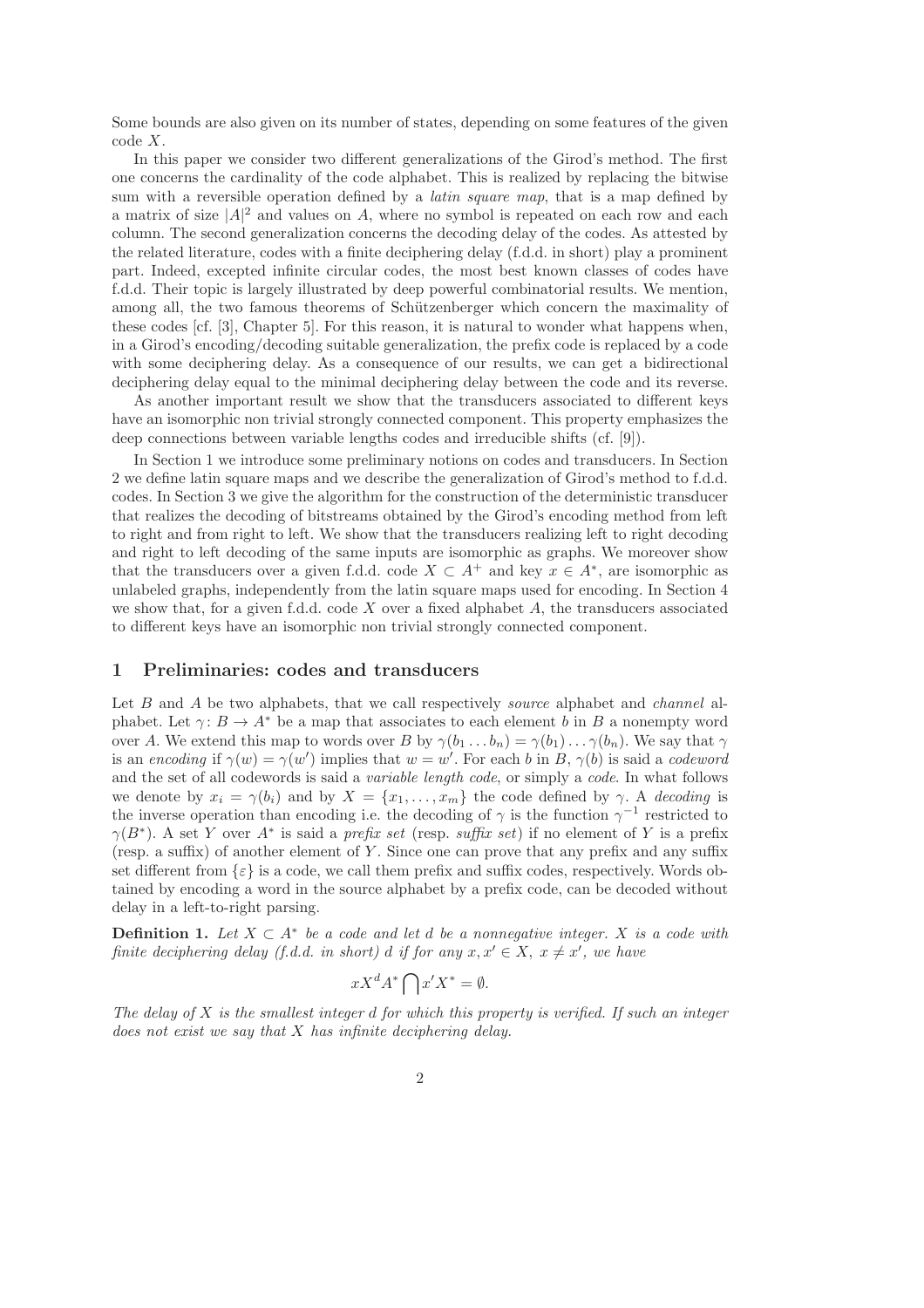Some bounds are also given on its number of states, depending on some features of the given code $X$.

In this paper we consider two different generalizations of the Girod's method. The first one concerns the cardinality of the code alphabet. This is realized by replacing the bitwise sum with a reversible operation defined by a *latin square map*, that is a map defined by a matrix of size $|A|^2$ and values on $A$, where no symbol is repeated on each row and each column. The second generalization concerns the decoding delay of the codes. As attested by the related literature, codes with a finite deciphering delay (f.d.d. in short) play a prominent part. Indeed, excepted infinite circular codes, the most best known classes of codes have f.d.d. Their topic is largely illustrated by deep powerful combinatorial results. We mention, among all, the two famous theorems of Schützenberger which concern the maximality of these codes [cf. [3], Chapter 5]. For this reason, it is natural to wonder what happens when, in a Girod's encoding/decoding suitable generalization, the prefix code is replaced by a code with some deciphering delay. As a consequence of our results, we can get a bidirectional deciphering delay equal to the minimal deciphering delay between the code and its reverse.

As another important result we show that the transducers associated to different keys have an isomorphic non trivial strongly connected component. This property emphasizes the deep connections between variable lengths codes and irreducible shifts (cf. [9]).

In Section 1 we introduce some preliminary notions on codes and transducers. In Section 2 we define latin square maps and we describe the generalization of Girod's method to f.d.d. codes. In Section 3 we give the algorithm for the construction of the deterministic transducer that realizes the decoding of bitstreams obtained by the Girod's encoding method from left to right and from right to left. We show that the transducers realizing left to right decoding and right to left decoding of the same inputs are isomorphic as graphs. We moreover show that the transducers over a given f.d.d. code $X \subset A^+$ and key $x \in A^*$, are isomorphic as unlabeled graphs, independently from the latin square maps used for encoding. In Section 4 we show that, for a given f.d.d. code $X$ over a fixed alphabet $A$, the transducers associated to different keys have an isomorphic non trivial strongly connected component.

## 1 Preliminaries: codes and transducers

Let $B$ and $A$ be two alphabets, that we call respectively *source* alphabet and *channel* alphabet. Let $\gamma\colon B \to A^*$ be a map that associates to each element $b$ in $B$ a nonempty word over $A$. We extend this map to words over $B$ by $\gamma(b_1 \dots b_n) = \gamma(b_1) \dots \gamma(b_n)$. We say that $\gamma$ is an *encoding* if $\gamma(w) = \gamma(w')$ implies that $w = w'$. For each $b$ in $B$, $\gamma(b)$ is said a *codeword* and the set of all codewords is said a *variable length code*, or simply a *code*. In what follows we denote by $x_i = \gamma(b_i)$ and by $X = \{x_1, \dots, x_m\}$ the code defined by $\gamma$. A *decoding* is the inverse operation than encoding i.e. the decoding of $\gamma$ is the function $\gamma^{-1}$ restricted to $\gamma(B^*)$. A set $Y$ over $A^*$ is said a *prefix set* (resp. *suffix set*) if no element of $Y$ is a prefix (resp. a suffix) of another element of $Y$. Since one can prove that any prefix and any suffix set different from $\{\varepsilon\}$ is a code, we call them prefix and suffix codes, respectively. Words obtained by encoding a word in the source alphabet by a prefix code, can be decoded without delay in a left-to-right parsing.

**Definition 1.** *Let $X \subset A^*$ be a code and let $d$ be a nonnegative integer. $X$ is a code with finite deciphering delay (f.d.d. in short) $d$ if for any $x, x' \in X$, $x \neq x'$, we have*

$$xX^dA^* \bigcap x'X^* = \emptyset.$$

*The delay of $X$ is the smallest integer $d$ for which this property is verified. If such an integer does not exist we say that $X$ has infinite deciphering delay.*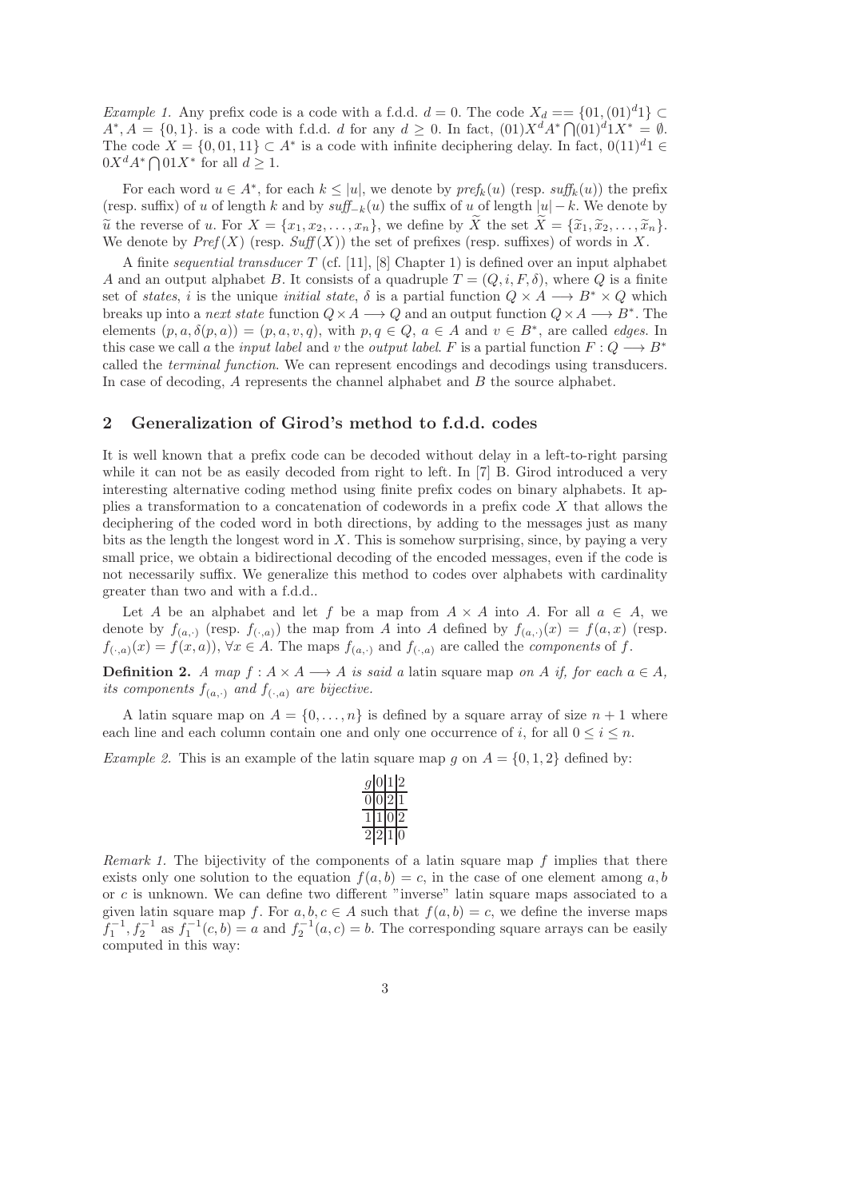*Example 1.* Any prefix code is a code with a f.d.d. $d = 0$. The code $X_d == \{01, (01)^d 1\} \subset A^*, A = \{0, 1\}$. is a code with f.d.d. $d$ for any $d \geq 0$. In fact, $(01)X^d A^* \bigcap (01)^d 1X^* = \emptyset$. The code $X = \{0, 01, 11\} \subset A^*$ is a code with infinite deciphering delay. In fact, $0(11)^d 1 \in 0X^d A^* \bigcap 01X^*$ for all $d \geq 1$.

For each word $u \in A^*$, for each $k \leq |u|$, we denote by $pref_k(u)$ (resp. $suff_k(u)$) the prefix (resp. suffix) of $u$ of length $k$ and by $suff_{-k}(u)$ the suffix of $u$ of length $|u| - k$. We denote by $\widetilde{u}$ the reverse of $u$. For $X = \{x_1, x_2, \ldots, x_n\}$, we define by $\widetilde{X}$ the set $\widetilde{X} = \{\widetilde{x}_1, \widetilde{x}_2, \ldots, \widetilde{x}_n\}$. We denote by $Pref(X)$ (resp. $Suff(X)$) the set of prefixes (resp. suffixes) of words in $X$.

A finite *sequential transducer* $T$ (cf. [11], [8] Chapter 1) is defined over an input alphabet $A$ and an output alphabet $B$. It consists of a quadruple $T = (Q, i, F, \delta)$, where $Q$ is a finite set of *states*, $i$ is the unique *initial state*, $\delta$ is a partial function $Q \times A \longrightarrow B^* \times Q$ which breaks up into a *next state* function $Q \times A \longrightarrow Q$ and an output function $Q \times A \longrightarrow B^*$. The elements $(p, a, \delta(p, a)) = (p, a, v, q)$, with $p, q \in Q$, $a \in A$ and $v \in B^*$, are called *edges*. In this case we call $a$ the *input label* and $v$ the *output label*. $F$ is a partial function $F : Q \longrightarrow B^*$ called the *terminal function*. We can represent encodings and decodings using transducers. In case of decoding, $A$ represents the channel alphabet and $B$ the source alphabet.

## 2 Generalization of Girod's method to f.d.d. codes

It is well known that a prefix code can be decoded without delay in a left-to-right parsing while it can not be as easily decoded from right to left. In [7] B. Girod introduced a very interesting alternative coding method using finite prefix codes on binary alphabets. It applies a transformation to a concatenation of codewords in a prefix code $X$ that allows the deciphering of the coded word in both directions, by adding to the messages just as many bits as the length the longest word in $X$. This is somehow surprising, since, by paying a very small price, we obtain a bidirectional decoding of the encoded messages, even if the code is not necessarily suffix. We generalize this method to codes over alphabets with cardinality greater than two and with a f.d.d..

Let $A$ be an alphabet and let $f$ be a map from $A \times A$ into $A$. For all $a \in A$, we denote by $f_{(a,\cdot)}$ (resp. $f_{(\cdot,a)}$) the map from $A$ into $A$ defined by $f_{(a,\cdot)}(x) = f(a, x)$ (resp. $f_{(\cdot,a)}(x) = f(x, a)$), $\forall x \in A$. The maps $f_{(a,\cdot)}$ and $f_{(\cdot,a)}$ are called the *components* of $f$.

**Definition 2.** *A map $f : A \times A \longrightarrow A$ is said a* latin square map *on $A$ if, for each $a \in A$, its components $f_{(a,\cdot)}$ and $f_{(\cdot,a)}$ are bijective.*

A latin square map on $A = \{0, \ldots, n\}$ is defined by a square array of size $n + 1$ where each line and each column contain one and only one occurrence of $i$, for all $0 \leq i \leq n$.

*Example 2.* This is an example of the latin square map $g$ on $A = \{0, 1, 2\}$ defined by:

| $g$ | 0 | 1 | 2 |
|---|---|---|---|
| 0 | 0 | 2 | 1 |
| 1 | 1 | 0 | 2 |
| 2 | 2 | 1 | 0 |

*Remark 1.* The bijectivity of the components of a latin square map $f$ implies that there exists only one solution to the equation $f(a, b) = c$, in the case of one element among $a, b$ or $c$ is unknown. We can define two different "inverse" latin square maps associated to a given latin square map $f$. For $a, b, c \in A$ such that $f(a, b) = c$, we define the inverse maps $f_1^{-1}, f_2^{-1}$ as $f_1^{-1}(c, b) = a$ and $f_2^{-1}(a, c) = b$. The corresponding square arrays can be easily computed in this way: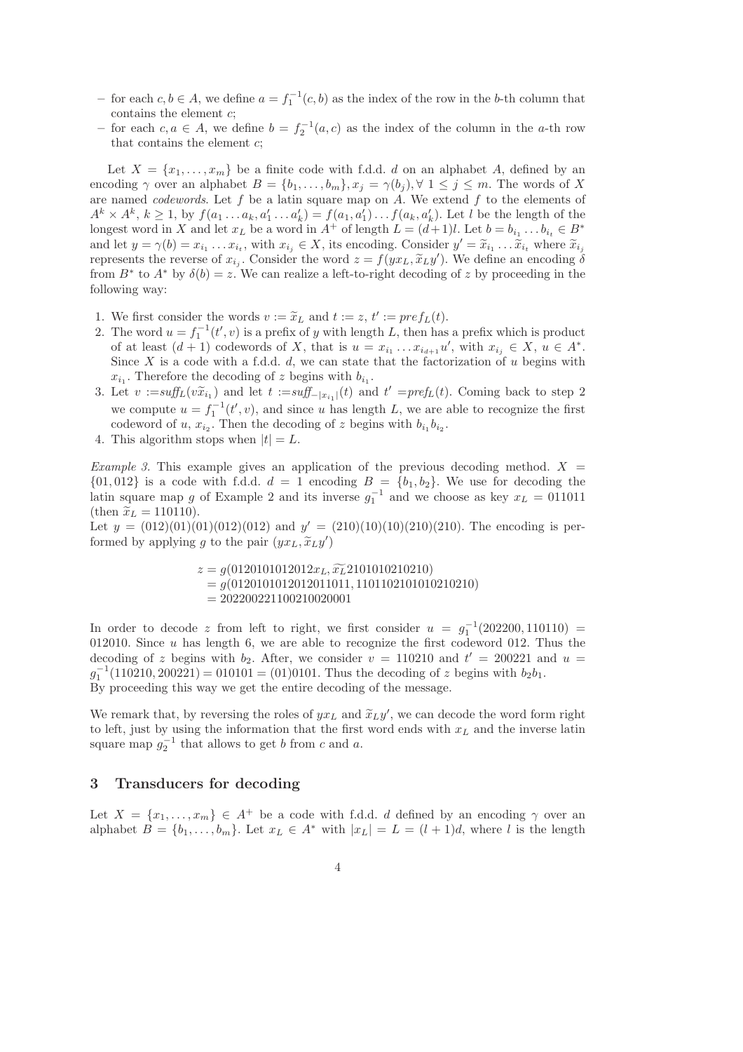- for each $c, b \in A$, we define $a = f_1^{-1}(c, b)$ as the index of the row in the $b$-th column that contains the element $c$;
- for each $c, a \in A$, we define $b = f_2^{-1}(a, c)$ as the index of the column in the $a$-th row that contains the element $c$;

Let $X = \{x_1, \ldots, x_m\}$ be a finite code with f.d.d. $d$ on an alphabet $A$, defined by an encoding $\gamma$ over an alphabet $B = \{b_1, \ldots, b_m\}, x_j = \gamma(b_j), \forall\ 1 \leq j \leq m$. The words of $X$ are named *codewords*. Let $f$ be a latin square map on $A$. We extend $f$ to the elements of $A^k \times A^k$, $k \geq 1$, by $f(a_1 \ldots a_k, a'_1 \ldots a'_k) = f(a_1, a'_1) \ldots f(a_k, a'_k)$. Let $l$ be the length of the longest word in $X$ and let $x_L$ be a word in $A^+$ of length $L = (d+1)l$. Let $b = b_{i_1} \ldots b_{i_t} \in B^*$ and let $y = \gamma(b) = x_{i_1} \ldots x_{i_t}$, with $x_{i_j} \in X$, its encoding. Consider $y' = \widetilde{x}_{i_1} \ldots \widetilde{x}_{i_t}$ where $\widetilde{x}_{i_j}$ represents the reverse of $x_{i_j}$. Consider the word $z = f(yx_L, \widetilde{x}_L y')$. We define an encoding $\delta$ from $B^*$ to $A^*$ by $\delta(b) = z$. We can realize a left-to-right decoding of $z$ by proceeding in the following way:

1. We first consider the words $v := \widetilde{x}_L$ and $t := z$, $t' := pref_L(t)$.
2. The word $u = f_1^{-1}(t', v)$ is a prefix of $y$ with length $L$, then has a prefix which is product of at least $(d+1)$ codewords of $X$, that is $u = x_{i_1} \ldots x_{i_{d+1}} u'$, with $x_{i_j} \in X$, $u \in A^*$. Since $X$ is a code with a f.d.d. $d$, we can state that the factorization of $u$ begins with $x_{i_1}$. Therefore the decoding of $z$ begins with $b_{i_1}$.
3. Let $v := suff_L(v\widetilde{x}_{i_1})$ and let $t := suff_{-|x_{i_1}|}(t)$ and $t' := pref_L(t)$. Coming back to step 2 we compute $u = f_1^{-1}(t', v)$, and since $u$ has length $L$, we are able to recognize the first codeword of $u$, $x_{i_2}$. Then the decoding of $z$ begins with $b_{i_1} b_{i_2}$.
4. This algorithm stops when $|t| = L$.

*Example 3.* This example gives an application of the previous decoding method. $X = \{01, 012\}$ is a code with f.d.d. $d = 1$ encoding $B = \{b_1, b_2\}$. We use for decoding the latin square map $g$ of Example 2 and its inverse $g_1^{-1}$ and we choose as key $x_L = 011011$ (then $\widetilde{x}_L = 110110$).
Let $y = (012)(01)(01)(012)(012)$ and $y' = (210)(10)(10)(210)(210)$. The encoding is performed by applying $g$ to the pair $(yx_L, \widetilde{x}_L y')$

$$
\begin{aligned}
z &= g(0120101012012x_L, \widetilde{x_L}2101010210210) \\
&= g(0120101012012011011, 1101102101010210210) \\
&= 2022002211002100200 01
\end{aligned}
$$

In order to decode $z$ from left to right, we first consider $u = g_1^{-1}(202200, 110110) = 012010$. Since $u$ has length 6, we are able to recognize the first codeword 012. Thus the decoding of $z$ begins with $b_2$. After, we consider $v = 110210$ and $t' = 200221$ and $u = g_1^{-1}(110210, 200221) = 010101 = (01)0101$. Thus the decoding of $z$ begins with $b_2 b_1$.
By proceeding this way we get the entire decoding of the message.

We remark that, by reversing the roles of $yx_L$ and $\widetilde{x}_L y'$, we can decode the word form right to left, just by using the information that the first word ends with $x_L$ and the inverse latin square map $g_2^{-1}$ that allows to get $b$ from $c$ and $a$.

## 3 Transducers for decoding

Let $X = \{x_1, \ldots, x_m\} \in A^+$ be a code with f.d.d. $d$ defined by an encoding $\gamma$ over an alphabet $B = \{b_1, \ldots, b_m\}$. Let $x_L \in A^*$ with $|x_L| = L = (l+1)d$, where $l$ is the length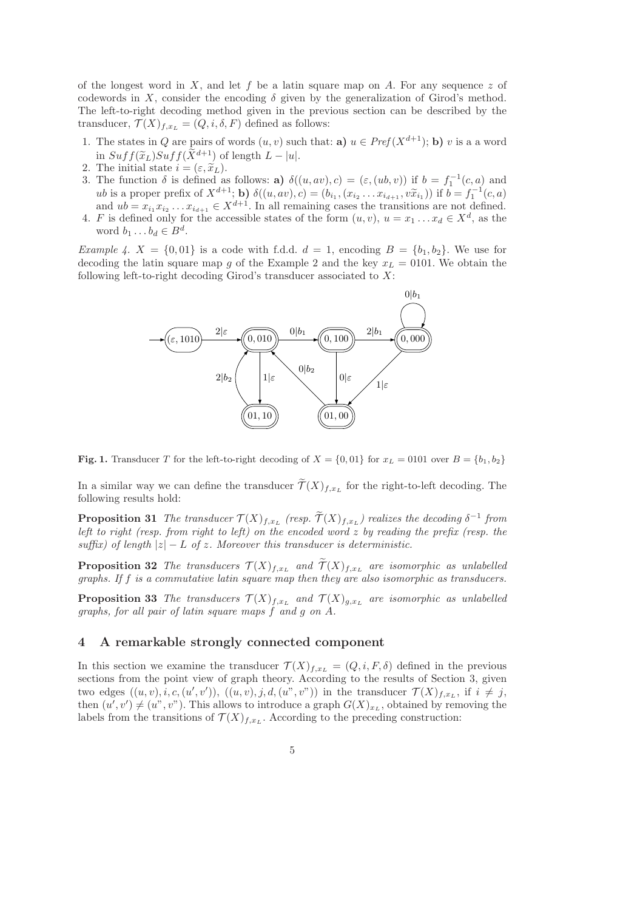of the longest word in $X$, and let $f$ be a latin square map on $A$. For any sequence $z$ of codewords in $X$, consider the encoding $\delta$ given by the generalization of Girod's method. The left-to-right decoding method given in the previous section can be described by the transducer, $\mathcal{T}(X)_{f,x_L} = (Q, i, \delta, F)$ defined as follows:

1. The states in $Q$ are pairs of words $(u, v)$ such that: **a)** $u \in Pref(X^{d+1})$; **b)** $v$ is a a word in $Suff(\widetilde{x}_L)Suff(\widetilde{X}^{d+1})$ of length $L - |u|$.
2. The initial state $i = (\varepsilon, \widetilde{x}_L)$.
3. The function $\delta$ is defined as follows: **a)** $\delta((u, av), c) = (\varepsilon, (ub, v))$ if $b = f_1^{-1}(c, a)$ and $ub$ is a proper prefix of $X^{d+1}$; **b)** $\delta((u, av), c) = (b_{i_1}, (x_{i_2} \ldots x_{i_{d+1}}, v\widetilde{x}_{i_1}))$ if $b = f_1^{-1}(c, a)$ and $ub = x_{i_1}x_{i_2} \ldots x_{i_{d+1}} \in X^{d+1}$. In all remaining cases the transitions are not defined.
4. $F$ is defined only for the accessible states of the form $(u, v)$, $u = x_1 \ldots x_d \in X^d$, as the word $b_1 \ldots b_d \in B^d$.

*Example 4.* $X = \{0, 01\}$ is a code with f.d.d. $d = 1$, encoding $B = \{b_1, b_2\}$. We use for decoding the latin square map $g$ of the Example 2 and the key $x_L = 0101$. We obtain the following left-to-right decoding Girod's transducer associated to $X$:

**Fig. 1.** Transducer $T$ for the left-to-right decoding of $X = \{0, 01\}$ for $x_L = 0101$ over $B = \{b_1, b_2\}$

In a similar way we can define the transducer $\widetilde{\mathcal{T}}(X)_{f,x_L}$ for the right-to-left decoding. The following results hold:

**Proposition 31** *The transducer $\mathcal{T}(X)_{f,x_L}$ (resp. $\widetilde{\mathcal{T}}(X)_{f,x_L}$) realizes the decoding $\delta^{-1}$ from left to right (resp. from right to left) on the encoded word $z$ by reading the prefix (resp. the suffix) of length $|z| - L$ of $z$. Moreover this transducer is deterministic.*

**Proposition 32** *The transducers $\mathcal{T}(X)_{f,x_L}$ and $\widetilde{\mathcal{T}}(X)_{f,x_L}$ are isomorphic as unlabelled graphs. If $f$ is a commutative latin square map then they are also isomorphic as transducers.*

**Proposition 33** *The transducers $\mathcal{T}(X)_{f,x_L}$ and $\mathcal{T}(X)_{g,x_L}$ are isomorphic as unlabelled graphs, for all pair of latin square maps $f$ and $g$ on $A$.*

## 4 A remarkable strongly connected component

In this section we examine the transducer $\mathcal{T}(X)_{f,x_L} = (Q, i, F, \delta)$ defined in the previous sections from the point view of graph theory. According to the results of Section 3, given two edges $((u, v), i, c, (u', v'))$, $((u, v), j, d, (u", v"))$ in the transducer $\mathcal{T}(X)_{f,x_L}$, if $i \neq j$, then $(u', v') \neq (u", v")$. This allows to introduce a graph $G(X)_{x_L}$, obtained by removing the labels from the transitions of $\mathcal{T}(X)_{f,x_L}$. According to the preceding construction: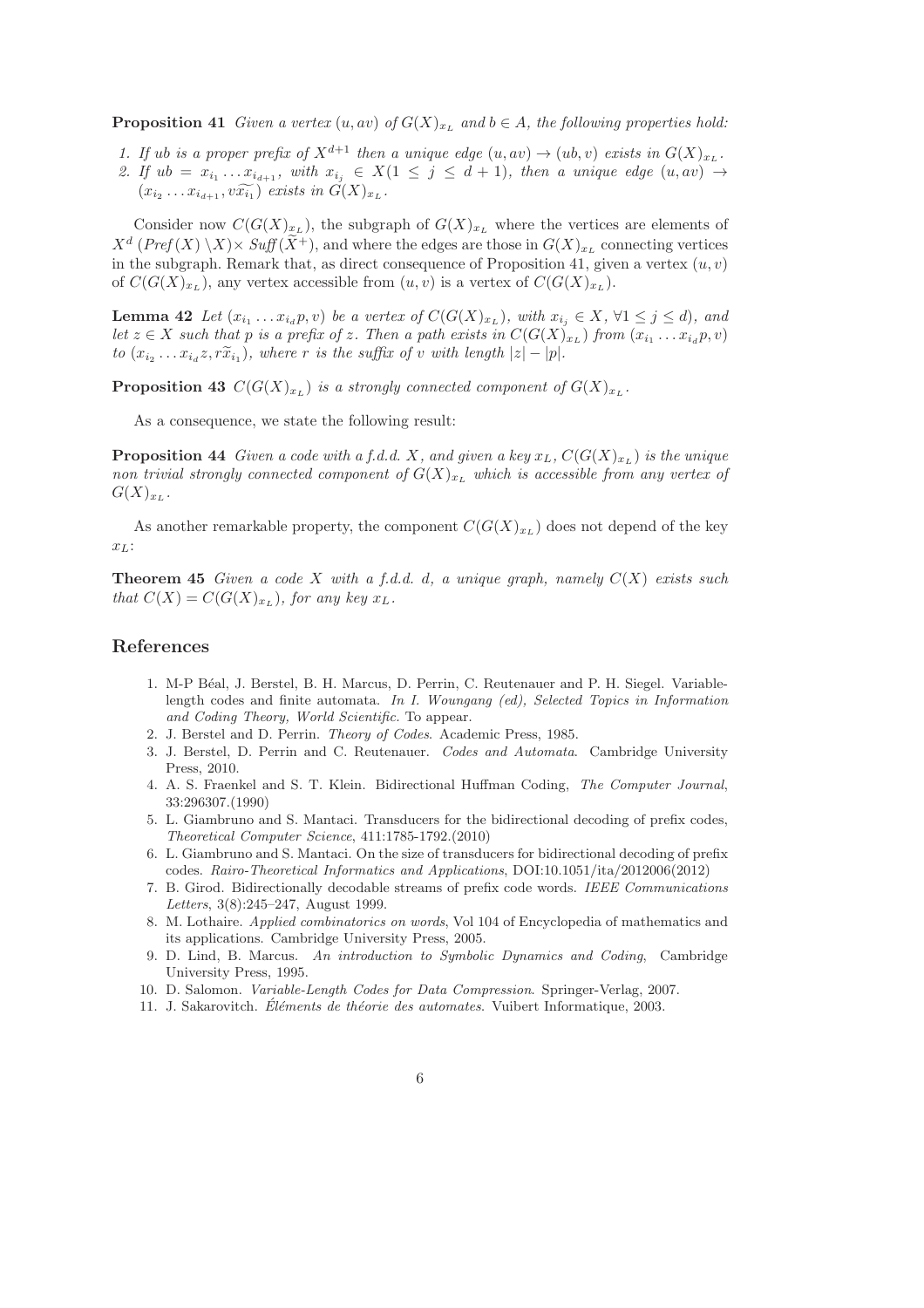**Proposition 41** *Given a vertex $(u, av)$ of $G(X)_{x_L}$ and $b \in A$, the following properties hold:*

1. *If $ub$ is a proper prefix of $X^{d+1}$ then a unique edge $(u, av) \to (ub, v)$ exists in $G(X)_{x_L}$.*
2. *If $ub = x_{i_1} \dots x_{i_{d+1}}$, with $x_{i_j} \in X (1 \leq j \leq d+1)$, then a unique edge $(u, av) \to (x_{i_2} \dots x_{i_{d+1}}, v\widetilde{x_{i_1}})$ exists in $G(X)_{x_L}$.*

Consider now $C(G(X)_{x_L})$, the subgraph of $G(X)_{x_L}$ where the vertices are elements of $X^d\ (Pref(X) \setminus X) \times Suff(\widetilde{X}^+)$, and where the edges are those in $G(X)_{x_L}$ connecting vertices in the subgraph. Remark that, as direct consequence of Proposition 41, given a vertex $(u, v)$ of $C(G(X)_{x_L})$, any vertex accessible from $(u, v)$ is a vertex of $C(G(X)_{x_L})$.

**Lemma 42** *Let $(x_{i_1} \dots x_{i_d} p, v)$ be a vertex of $C(G(X)_{x_L})$, with $x_{i_j} \in X$, $\forall 1 \leq j \leq d$), and let $z \in X$ such that $p$ is a prefix of $z$. Then a path exists in $C(G(X)_{x_L})$ from $(x_{i_1} \dots x_{i_d} p, v)$ to $(x_{i_2} \dots x_{i_d} z, r\widetilde{x}_{i_1})$, where $r$ is the suffix of $v$ with length $|z| - |p|$.*

**Proposition 43** *$C(G(X)_{x_L})$ is a strongly connected component of $G(X)_{x_L}$.*

As a consequence, we state the following result:

**Proposition 44** *Given a code with a f.d.d. $X$, and given a key $x_L$, $C(G(X)_{x_L})$ is the unique non trivial strongly connected component of $G(X)_{x_L}$ which is accessible from any vertex of $G(X)_{x_L}$.*

As another remarkable property, the component $C(G(X)_{x_L})$ does not depend of the key $x_L$:

**Theorem 45** *Given a code $X$ with a f.d.d. $d$, a unique graph, namely $C(X)$ exists such that $C(X) = C(G(X)_{x_L})$, for any key $x_L$.*

## References

1. M-P Béal, J. Berstel, B. H. Marcus, D. Perrin, C. Reutenauer and P. H. Siegel. Variable-length codes and finite automata. *In I. Woungang (ed), Selected Topics in Information and Coding Theory, World Scientific.* To appear.
2. J. Berstel and D. Perrin. *Theory of Codes*. Academic Press, 1985.
3. J. Berstel, D. Perrin and C. Reutenauer. *Codes and Automata*. Cambridge University Press, 2010.
4. A. S. Fraenkel and S. T. Klein. Bidirectional Huffman Coding, *The Computer Journal*, 33:296307.(1990)
5. L. Giambruno and S. Mantaci. Transducers for the bidirectional decoding of prefix codes, *Theoretical Computer Science*, 411:1785-1792.(2010)
6. L. Giambruno and S. Mantaci. On the size of transducers for bidirectional decoding of prefix codes. *Rairo-Theoretical Informatics and Applications*, DOI:10.1051/ita/2012006(2012)
7. B. Girod. Bidirectionally decodable streams of prefix code words. *IEEE Communications Letters*, 3(8):245–247, August 1999.
8. M. Lothaire. *Applied combinatorics on words*, Vol 104 of Encyclopedia of mathematics and its applications. Cambridge University Press, 2005.
9. D. Lind, B. Marcus. *An introduction to Symbolic Dynamics and Coding*, Cambridge University Press, 1995.
10. D. Salomon. *Variable-Length Codes for Data Compression*. Springer-Verlag, 2007.
11. J. Sakarovitch. *Éléments de théorie des automates*. Vuibert Informatique, 2003.